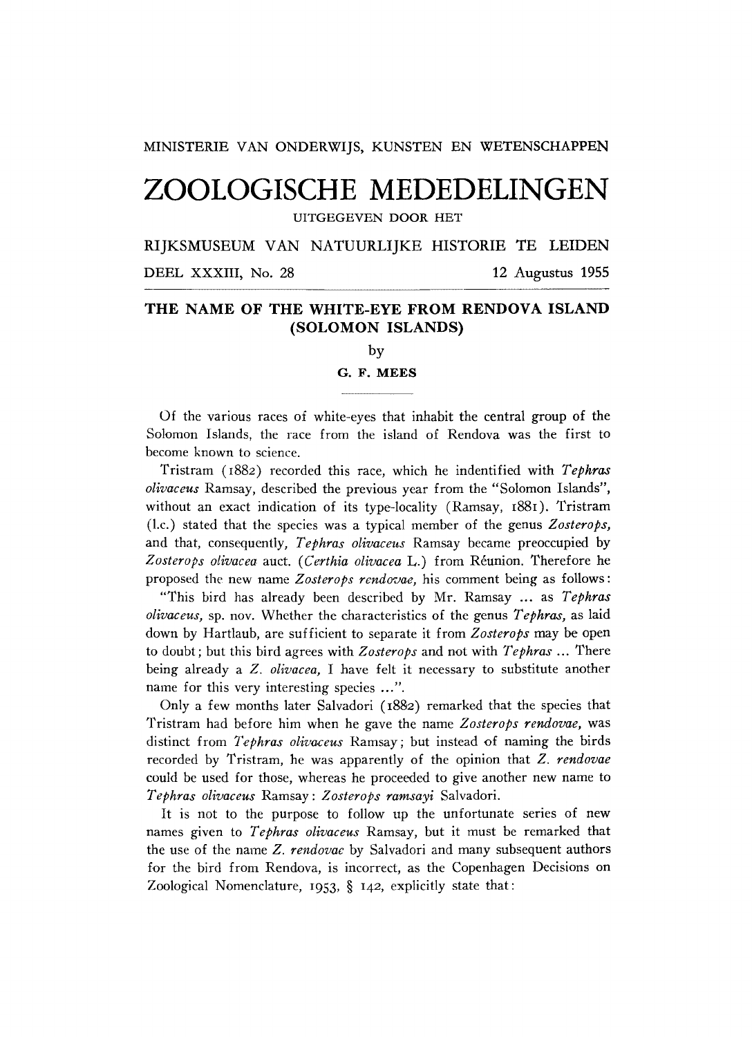MINISTERIE VAN ONDERWIJS, KUNSTEN EN WETENSCHAPPEN

# ZOOLOGISCHE MEDEDELINGEN

UITGEGEVEN DOOR HET

RIJKSMUSEUM VAN NATUURLIJKE HISTORIE TE LEIDEN

DEEL XXXIII, No. 28 — 12 Augustus 1955

## THE NAME OF THE WHITE-EYE FROM RENDOVA ISLAND (SOLOMON ISLANDS)

by

**G. F. MEES**

Of the various races of white-eyes that inhabit the central group of the Solomon Islands, the race from the island of Rendova was the first to become known to science.

Tristram (1882) recorded this race, which he indentified with *Tephras olivaceus* Ramsay, described the previous year from the "Solomon Islands", without an exact indication of its type-locality (Ramsay, 1881). Tristram (l.c.) stated that the species was a typical member of the genus *Zosterops*, and that, consequently, *Tephras olivaceus* Ramsay became preoccupied by *Zosterops olivacea* auct. (*Certhia olivacea* L.) from Réunion. Therefore he proposed the new name *Zosterops rendovae*, his comment being as follows:

"This bird has already been described by Mr. Ramsay ... as *Tephras olivaceus*, sp. nov. Whether the characteristics of the genus *Tephras*, as laid down by Hartlaub, are sufficient to separate it from *Zosterops* may be open to doubt; but this bird agrees with *Zosterops* and not with *Tephras* ... There being already a *Z. olivacea*, I have felt it necessary to substitute another name for this very interesting species ...".

Only a few months later Salvadori (1882) remarked that the species that Tristram had before him when he gave the name *Zosterops rendovae*, was distinct from *Tephras olivaceus* Ramsay; but instead of naming the birds recorded by Tristram, he was apparently of the opinion that *Z. rendovae* could be used for those, whereas he proceeded to give another new name to *Tephras olivaceus* Ramsay: *Zosterops ramsayi* Salvadori.

It is not to the purpose to follow up the unfortunate series of new names given to *Tephras olivaceus* Ramsay, but it must be remarked that the use of the name *Z. rendovae* by Salvadori and many subsequent authors for the bird from Rendova, is incorrect, as the Copenhagen Decisions on Zoological Nomenclature, 1953, § 142, explicitly state that: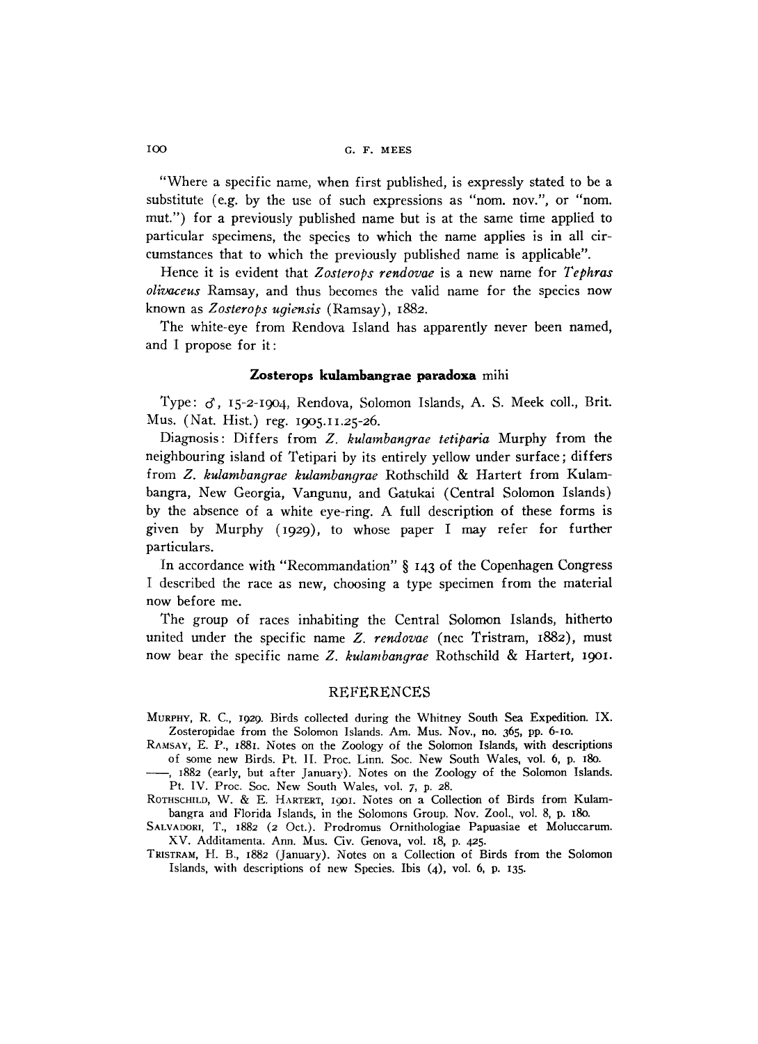"Where a specific name, when first published, is expressly stated to be a substitute (e.g. by the use of such expressions as "nom. nov.", or "nom. mut.") for a previously published name but is at the same time applied to particular specimens, the species to which the name applies is in all circumstances that to which the previously published name is applicable".

Hence it is evident that *Zosterops rendovae* is a new name for *Tephras olivaceus* Ramsay, and thus becomes the valid name for the species now known as *Zosterops ugiensis* (Ramsay), 1882.

The white-eye from Rendova Island has apparently never been named, and I propose for it:

### **Zosterops kulambangrae paradoxa** mihi

Type: ♂, 15-2-1904, Rendova, Solomon Islands, A. S. Meek coll., Brit. Mus. (Nat. Hist.) reg. 1905.11.25-26.

Diagnosis: Differs from *Z. kulambangrae tetiparia* Murphy from the neighbouring island of Tetipari by its entirely yellow under surface; differs from *Z. kulambangrae kulambangrae* Rothschild & Hartert from Kulambangra, New Georgia, Vangunu, and Gatukai (Central Solomon Islands) by the absence of a white eye-ring. A full description of these forms is given by Murphy (1929), to whose paper I may refer for further particulars.

In accordance with "Recommandation" § 143 of the Copenhagen Congress I described the race as new, choosing a type specimen from the material now before me.

The group of races inhabiting the Central Solomon Islands, hitherto united under the specific name *Z. rendovae* (nec Tristram, 1882), must now bear the specific name *Z. kulambangrae* Rothschild & Hartert, 1901.

## REFERENCES

MURPHY, R. C., 1929. Birds collected during the Whitney South Sea Expedition. IX. Zosteropidae from the Solomon Islands. Am. Mus. Nov., no. 365, pp. 6-10.

RAMSAY, E. P., 1881. Notes on the Zoology of the Solomon Islands, with descriptions of some new Birds. Pt. II. Proc. Linn. Soc. New South Wales, vol. 6, p. 180.

——, 1882 (early, but after January). Notes on the Zoology of the Solomon Islands. Pt. IV. Proc. Soc. New South Wales, vol. 7, p. 28.

ROTHSCHILD, W. & E. HARTERT, 1901. Notes on a Collection of Birds from Kulambangra and Florida Islands, in the Solomons Group. Nov. Zool., vol. 8, p. 180.

SALVADORI, T., 1882 (2 Oct.). Prodromus Ornithologiae Papuasiae et Moluccarum. XV. Additamenta. Ann. Mus. Civ. Genova, vol. 18, p. 425.

TRISTRAM, H. B., 1882 (January). Notes on a Collection of Birds from the Solomon Islands, with descriptions of new Species. Ibis (4), vol. 6, p. 135.